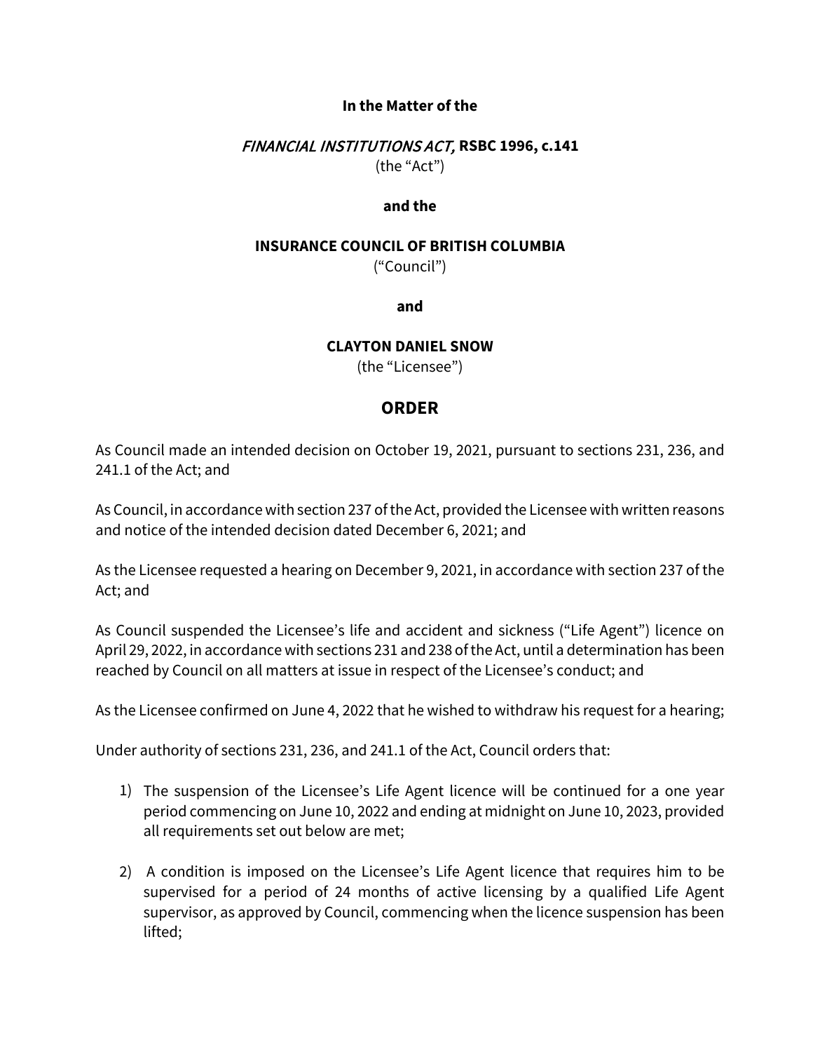**In the Matter of the**

***FINANCIAL INSTITUTIONS ACT,* RSBC 1996, c.141**
(the "Act")

**and the**

**INSURANCE COUNCIL OF BRITISH COLUMBIA**
("Council")

**and**

**CLAYTON DANIEL SNOW**
(the "Licensee")

## ORDER

As Council made an intended decision on October 19, 2021, pursuant to sections 231, 236, and 241.1 of the Act; and

As Council, in accordance with section 237 of the Act, provided the Licensee with written reasons and notice of the intended decision dated December 6, 2021; and

As the Licensee requested a hearing on December 9, 2021, in accordance with section 237 of the Act; and

As Council suspended the Licensee's life and accident and sickness ("Life Agent") licence on April 29, 2022, in accordance with sections 231 and 238 of the Act, until a determination has been reached by Council on all matters at issue in respect of the Licensee's conduct; and

As the Licensee confirmed on June 4, 2022 that he wished to withdraw his request for a hearing;

Under authority of sections 231, 236, and 241.1 of the Act, Council orders that:

1) The suspension of the Licensee's Life Agent licence will be continued for a one year period commencing on June 10, 2022 and ending at midnight on June 10, 2023, provided all requirements set out below are met;

2) A condition is imposed on the Licensee's Life Agent licence that requires him to be supervised for a period of 24 months of active licensing by a qualified Life Agent supervisor, as approved by Council, commencing when the licence suspension has been lifted;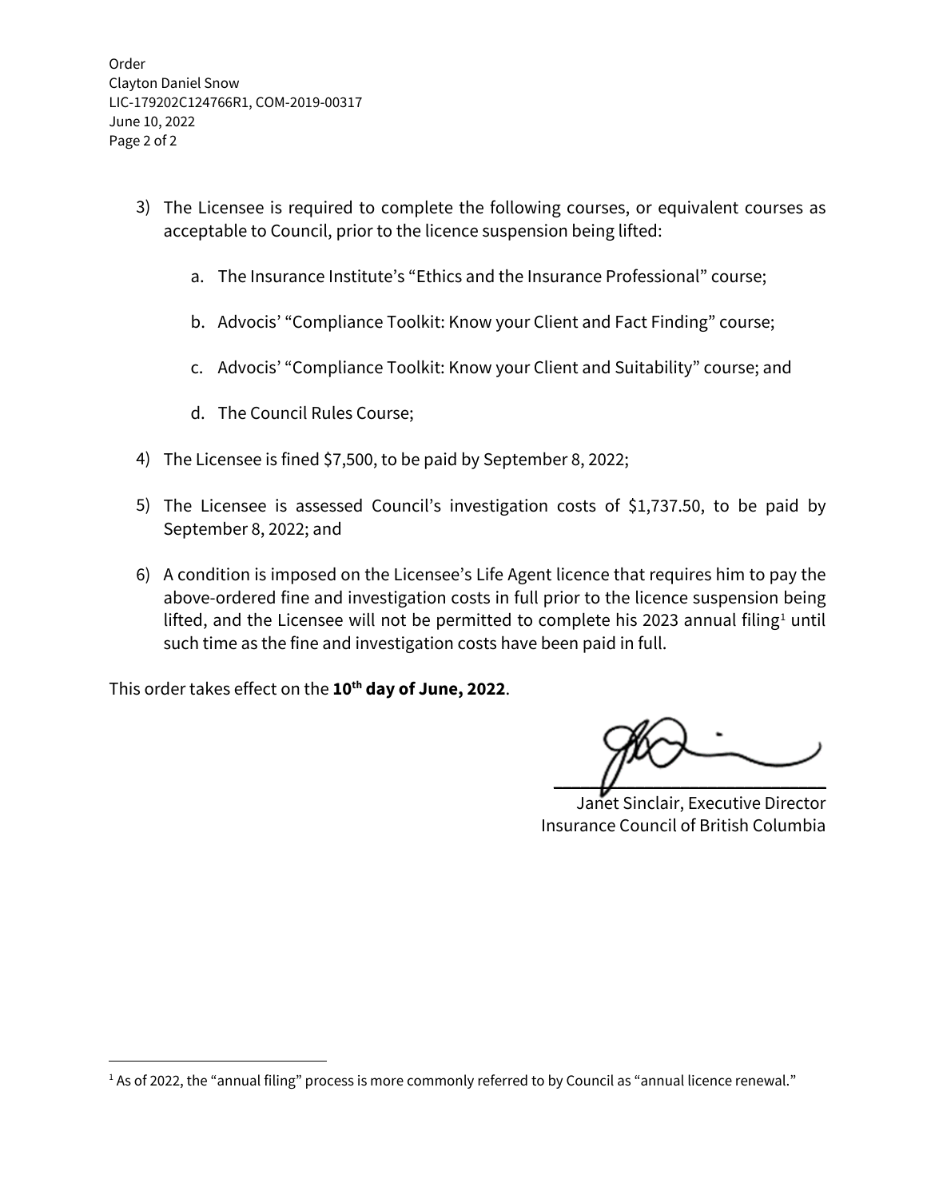3) The Licensee is required to complete the following courses, or equivalent courses as acceptable to Council, prior to the licence suspension being lifted:

   a. The Insurance Institute's "Ethics and the Insurance Professional" course;

   b. Advocis' "Compliance Toolkit: Know your Client and Fact Finding" course;

   c. Advocis' "Compliance Toolkit: Know your Client and Suitability" course; and

   d. The Council Rules Course;

4) The Licensee is fined $7,500, to be paid by September 8, 2022;

5) The Licensee is assessed Council's investigation costs of $1,737.50, to be paid by September 8, 2022; and

6) A condition is imposed on the Licensee's Life Agent licence that requires him to pay the above-ordered fine and investigation costs in full prior to the licence suspension being lifted, and the Licensee will not be permitted to complete his 2023 annual filing[1] until such time as the fine and investigation costs have been paid in full.

This order takes effect on the **10th day of June, 2022**.

Janet Sinclair, Executive Director
Insurance Council of British Columbia

---

[1] As of 2022, the "annual filing" process is more commonly referred to by Council as "annual licence renewal."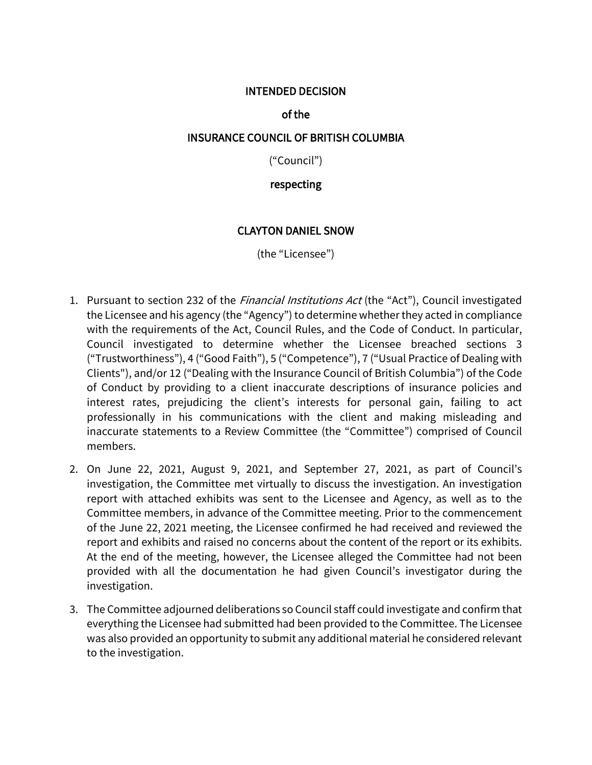**INTENDED DECISION**

**of the**

**INSURANCE COUNCIL OF BRITISH COLUMBIA**

("Council")

**respecting**

**CLAYTON DANIEL SNOW**

(the "Licensee")

1. Pursuant to section 232 of the *Financial Institutions Act* (the "Act"), Council investigated the Licensee and his agency (the "Agency") to determine whether they acted in compliance with the requirements of the Act, Council Rules, and the Code of Conduct. In particular, Council investigated to determine whether the Licensee breached sections 3 ("Trustworthiness"), 4 ("Good Faith"), 5 ("Competence"), 7 ("Usual Practice of Dealing with Clients"), and/or 12 ("Dealing with the Insurance Council of British Columbia") of the Code of Conduct by providing to a client inaccurate descriptions of insurance policies and interest rates, prejudicing the client's interests for personal gain, failing to act professionally in his communications with the client and making misleading and inaccurate statements to a Review Committee (the "Committee") comprised of Council members.

2. On June 22, 2021, August 9, 2021, and September 27, 2021, as part of Council's investigation, the Committee met virtually to discuss the investigation. An investigation report with attached exhibits was sent to the Licensee and Agency, as well as to the Committee members, in advance of the Committee meeting. Prior to the commencement of the June 22, 2021 meeting, the Licensee confirmed he had received and reviewed the report and exhibits and raised no concerns about the content of the report or its exhibits. At the end of the meeting, however, the Licensee alleged the Committee had not been provided with all the documentation he had given Council's investigator during the investigation.

3. The Committee adjourned deliberations so Council staff could investigate and confirm that everything the Licensee had submitted had been provided to the Committee. The Licensee was also provided an opportunity to submit any additional material he considered relevant to the investigation.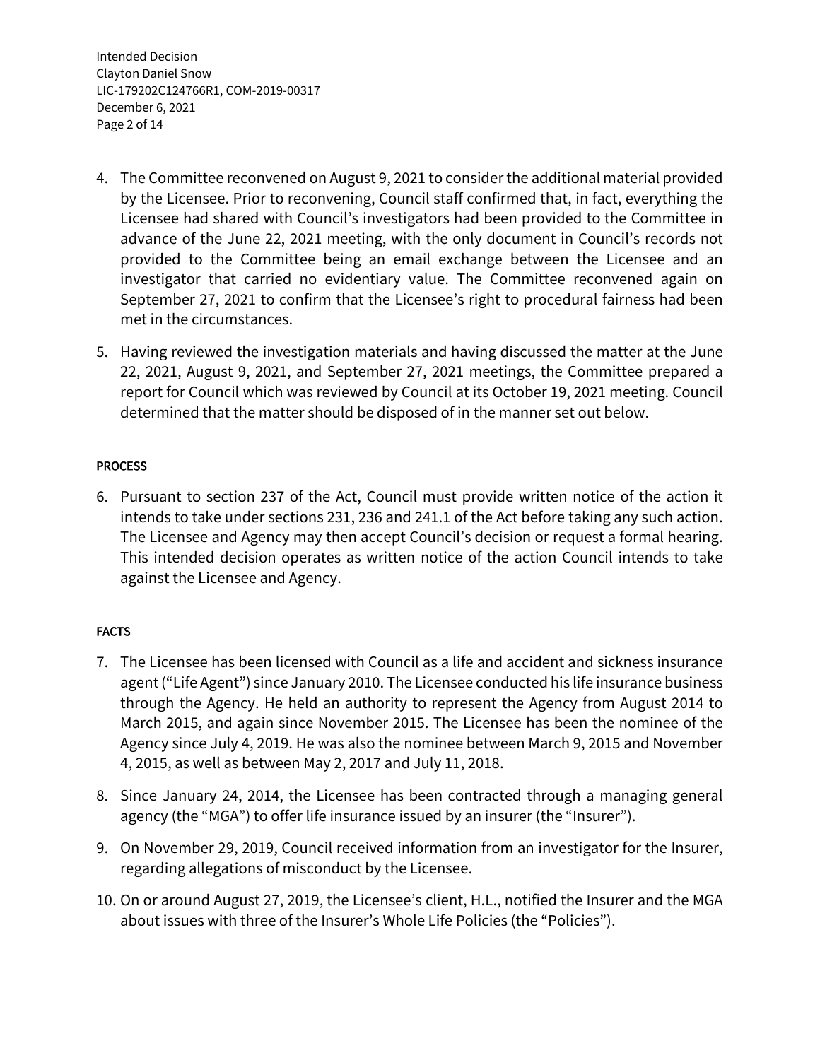4. The Committee reconvened on August 9, 2021 to consider the additional material provided by the Licensee. Prior to reconvening, Council staff confirmed that, in fact, everything the Licensee had shared with Council's investigators had been provided to the Committee in advance of the June 22, 2021 meeting, with the only document in Council's records not provided to the Committee being an email exchange between the Licensee and an investigator that carried no evidentiary value. The Committee reconvened again on September 27, 2021 to confirm that the Licensee's right to procedural fairness had been met in the circumstances.

5. Having reviewed the investigation materials and having discussed the matter at the June 22, 2021, August 9, 2021, and September 27, 2021 meetings, the Committee prepared a report for Council which was reviewed by Council at its October 19, 2021 meeting. Council determined that the matter should be disposed of in the manner set out below.

## PROCESS

6. Pursuant to section 237 of the Act, Council must provide written notice of the action it intends to take under sections 231, 236 and 241.1 of the Act before taking any such action. The Licensee and Agency may then accept Council's decision or request a formal hearing. This intended decision operates as written notice of the action Council intends to take against the Licensee and Agency.

## FACTS

7. The Licensee has been licensed with Council as a life and accident and sickness insurance agent ("Life Agent") since January 2010. The Licensee conducted his life insurance business through the Agency. He held an authority to represent the Agency from August 2014 to March 2015, and again since November 2015. The Licensee has been the nominee of the Agency since July 4, 2019. He was also the nominee between March 9, 2015 and November 4, 2015, as well as between May 2, 2017 and July 11, 2018.

8. Since January 24, 2014, the Licensee has been contracted through a managing general agency (the "MGA") to offer life insurance issued by an insurer (the "Insurer").

9. On November 29, 2019, Council received information from an investigator for the Insurer, regarding allegations of misconduct by the Licensee.

10. On or around August 27, 2019, the Licensee's client, H.L., notified the Insurer and the MGA about issues with three of the Insurer's Whole Life Policies (the "Policies").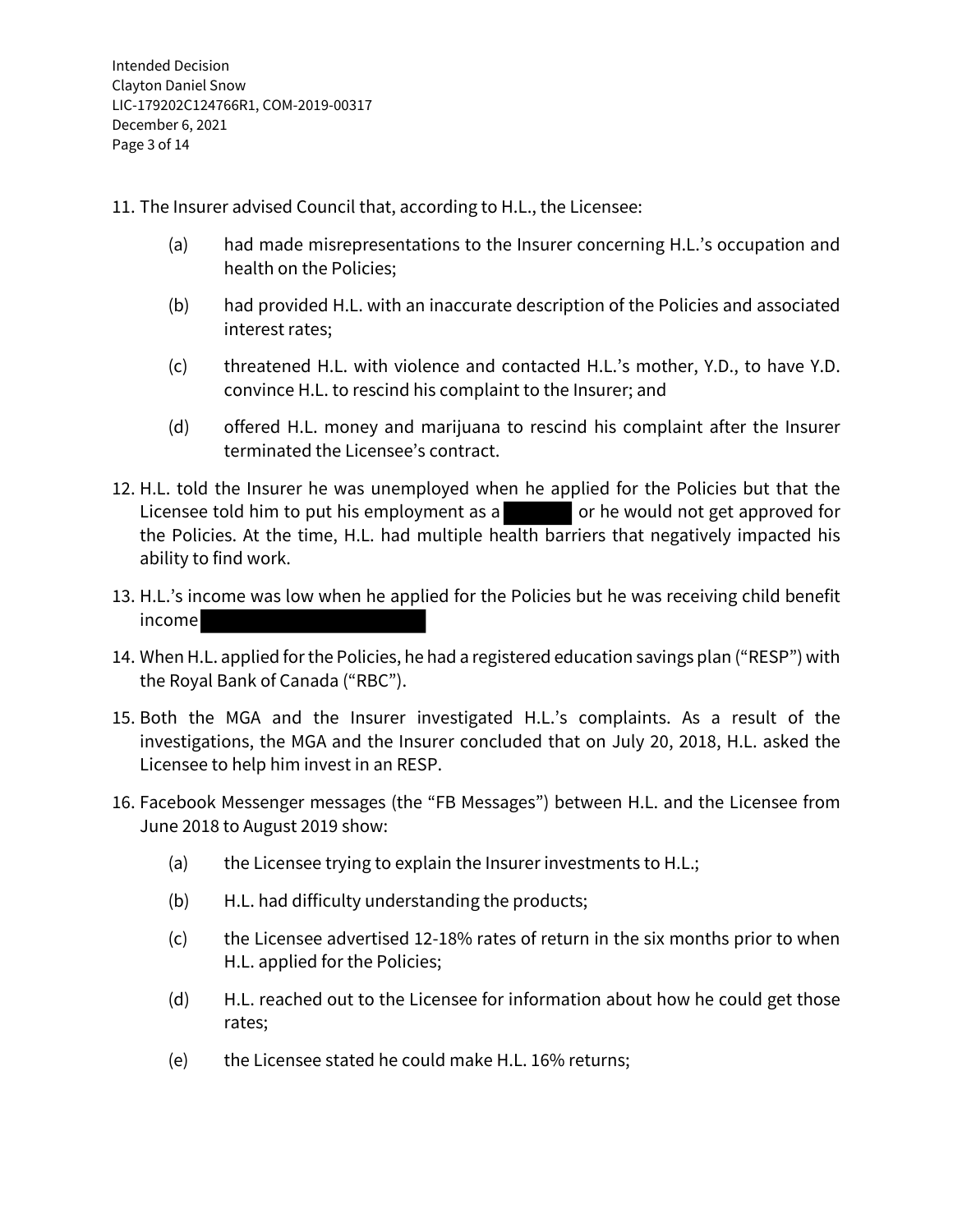11. The Insurer advised Council that, according to H.L., the Licensee:

    (a) had made misrepresentations to the Insurer concerning H.L.'s occupation and health on the Policies;

    (b) had provided H.L. with an inaccurate description of the Policies and associated interest rates;

    (c) threatened H.L. with violence and contacted H.L.'s mother, Y.D., to have Y.D. convince H.L. to rescind his complaint to the Insurer; and

    (d) offered H.L. money and marijuana to rescind his complaint after the Insurer terminated the Licensee's contract.

12. H.L. told the Insurer he was unemployed when he applied for the Policies but that the Licensee told him to put his employment as a ██████ or he would not get approved for the Policies. At the time, H.L. had multiple health barriers that negatively impacted his ability to find work.

13. H.L.'s income was low when he applied for the Policies but he was receiving child benefit income ████████████████████

14. When H.L. applied for the Policies, he had a registered education savings plan ("RESP") with the Royal Bank of Canada ("RBC").

15. Both the MGA and the Insurer investigated H.L.'s complaints. As a result of the investigations, the MGA and the Insurer concluded that on July 20, 2018, H.L. asked the Licensee to help him invest in an RESP.

16. Facebook Messenger messages (the "FB Messages") between H.L. and the Licensee from June 2018 to August 2019 show:

    (a) the Licensee trying to explain the Insurer investments to H.L.;

    (b) H.L. had difficulty understanding the products;

    (c) the Licensee advertised 12-18% rates of return in the six months prior to when H.L. applied for the Policies;

    (d) H.L. reached out to the Licensee for information about how he could get those rates;

    (e) the Licensee stated he could make H.L. 16% returns;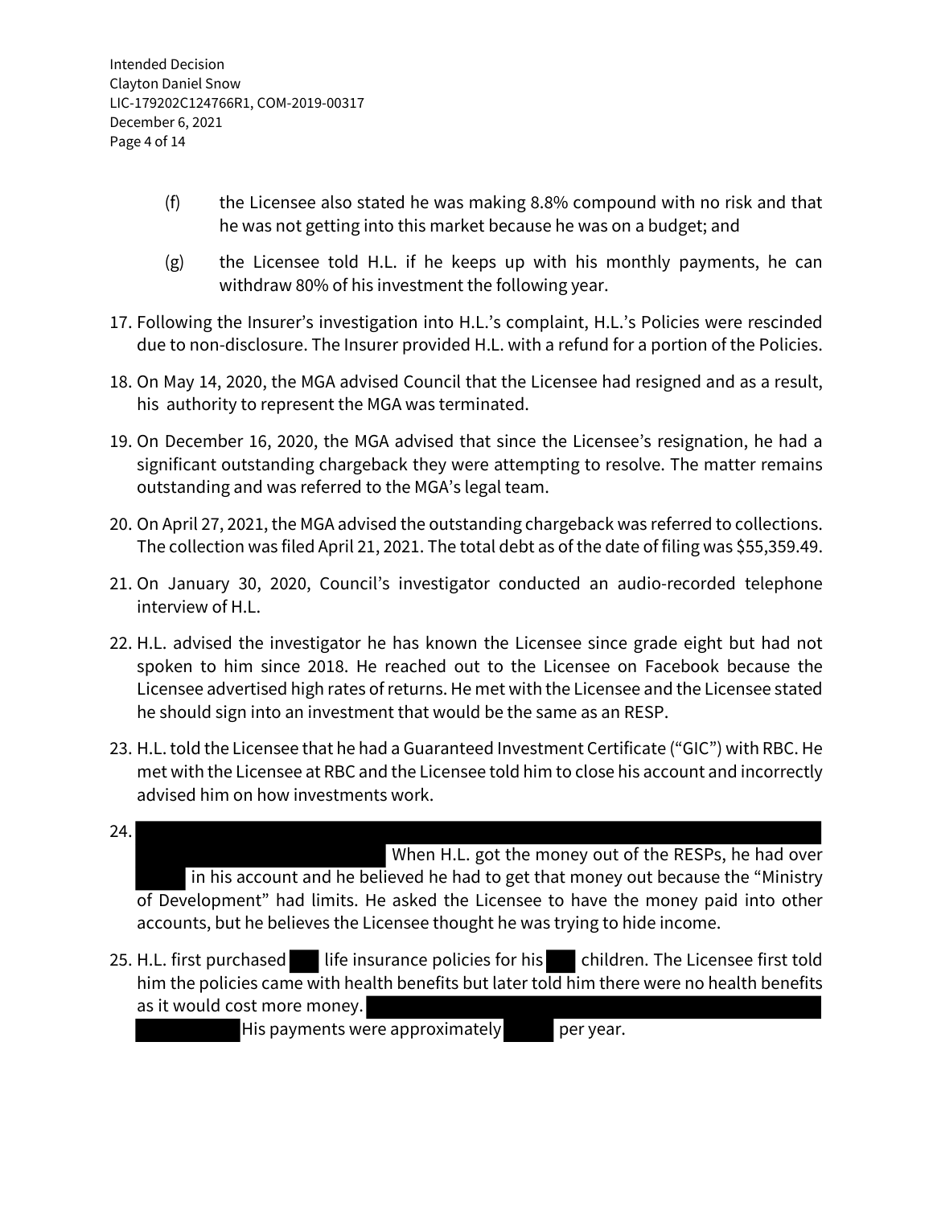(f) the Licensee also stated he was making 8.8% compound with no risk and that he was not getting into this market because he was on a budget; and

(g) the Licensee told H.L. if he keeps up with his monthly payments, he can withdraw 80% of his investment the following year.

17. Following the Insurer's investigation into H.L.'s complaint, H.L.'s Policies were rescinded due to non-disclosure. The Insurer provided H.L. with a refund for a portion of the Policies.

18. On May 14, 2020, the MGA advised Council that the Licensee had resigned and as a result, his authority to represent the MGA was terminated.

19. On December 16, 2020, the MGA advised that since the Licensee's resignation, he had a significant outstanding chargeback they were attempting to resolve. The matter remains outstanding and was referred to the MGA's legal team.

20. On April 27, 2021, the MGA advised the outstanding chargeback was referred to collections. The collection was filed April 21, 2021. The total debt as of the date of filing was $55,359.49.

21. On January 30, 2020, Council's investigator conducted an audio-recorded telephone interview of H.L.

22. H.L. advised the investigator he has known the Licensee since grade eight but had not spoken to him since 2018. He reached out to the Licensee on Facebook because the Licensee advertised high rates of returns. He met with the Licensee and the Licensee stated he should sign into an investment that would be the same as an RESP.

23. H.L. told the Licensee that he had a Guaranteed Investment Certificate ("GIC") with RBC. He met with the Licensee at RBC and the Licensee told him to close his account and incorrectly advised him on how investments work.

24. [REDACTED] When H.L. got the money out of the RESPs, he had over [REDACTED] in his account and he believed he had to get that money out because the "Ministry of Development" had limits. He asked the Licensee to have the money paid into other accounts, but he believes the Licensee thought he was trying to hide income.

25. H.L. first purchased [REDACTED] life insurance policies for his [REDACTED] children. The Licensee first told him the policies came with health benefits but later told him there were no health benefits as it would cost more money. [REDACTED] His payments were approximately [REDACTED] per year.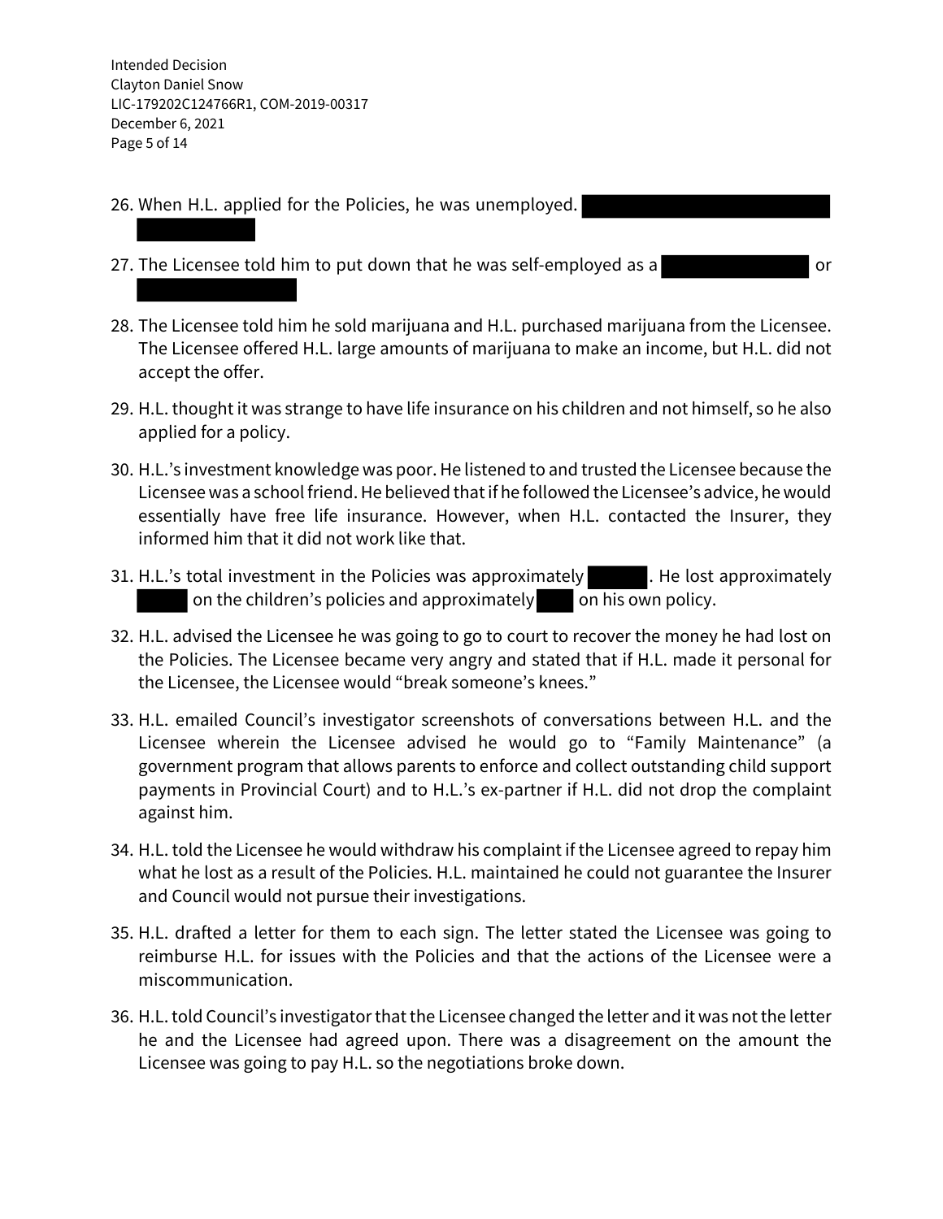26. When H.L. applied for the Policies, he was unemployed. [REDACTED]

27. The Licensee told him to put down that he was self-employed as a [REDACTED] or [REDACTED]

28. The Licensee told him he sold marijuana and H.L. purchased marijuana from the Licensee. The Licensee offered H.L. large amounts of marijuana to make an income, but H.L. did not accept the offer.

29. H.L. thought it was strange to have life insurance on his children and not himself, so he also applied for a policy.

30. H.L.'s investment knowledge was poor. He listened to and trusted the Licensee because the Licensee was a school friend. He believed that if he followed the Licensee's advice, he would essentially have free life insurance. However, when H.L. contacted the Insurer, they informed him that it did not work like that.

31. H.L.'s total investment in the Policies was approximately [REDACTED]. He lost approximately [REDACTED] on the children's policies and approximately [REDACTED] on his own policy.

32. H.L. advised the Licensee he was going to go to court to recover the money he had lost on the Policies. The Licensee became very angry and stated that if H.L. made it personal for the Licensee, the Licensee would "break someone's knees."

33. H.L. emailed Council's investigator screenshots of conversations between H.L. and the Licensee wherein the Licensee advised he would go to "Family Maintenance" (a government program that allows parents to enforce and collect outstanding child support payments in Provincial Court) and to H.L.'s ex-partner if H.L. did not drop the complaint against him.

34. H.L. told the Licensee he would withdraw his complaint if the Licensee agreed to repay him what he lost as a result of the Policies. H.L. maintained he could not guarantee the Insurer and Council would not pursue their investigations.

35. H.L. drafted a letter for them to each sign. The letter stated the Licensee was going to reimburse H.L. for issues with the Policies and that the actions of the Licensee were a miscommunication.

36. H.L. told Council's investigator that the Licensee changed the letter and it was not the letter he and the Licensee had agreed upon. There was a disagreement on the amount the Licensee was going to pay H.L. so the negotiations broke down.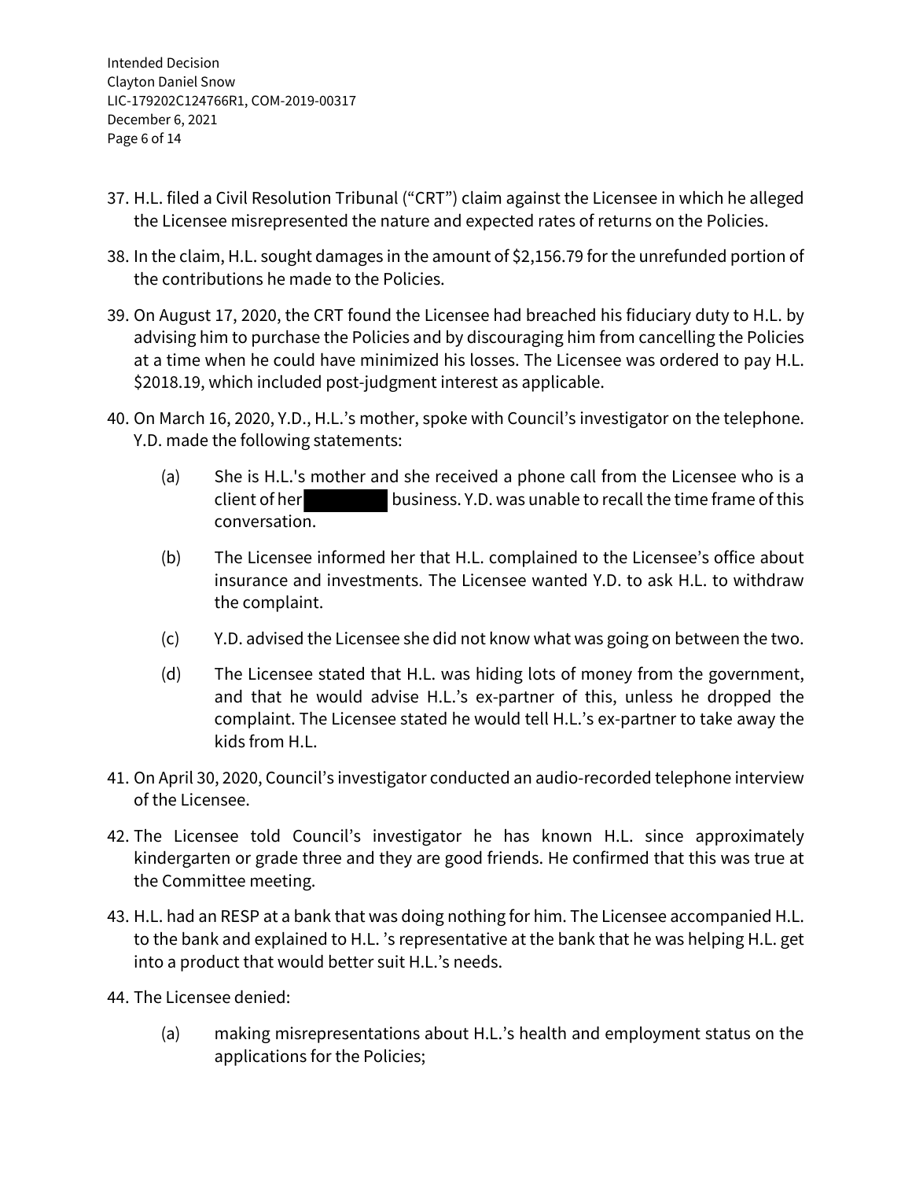37. H.L. filed a Civil Resolution Tribunal ("CRT") claim against the Licensee in which he alleged the Licensee misrepresented the nature and expected rates of returns on the Policies.

38. In the claim, H.L. sought damages in the amount of $2,156.79 for the unrefunded portion of the contributions he made to the Policies.

39. On August 17, 2020, the CRT found the Licensee had breached his fiduciary duty to H.L. by advising him to purchase the Policies and by discouraging him from cancelling the Policies at a time when he could have minimized his losses. The Licensee was ordered to pay H.L. $2018.19, which included post-judgment interest as applicable.

40. On March 16, 2020, Y.D., H.L.'s mother, spoke with Council's investigator on the telephone. Y.D. made the following statements:

    (a) She is H.L.'s mother and she received a phone call from the Licensee who is a client of her [redacted] business. Y.D. was unable to recall the time frame of this conversation.

    (b) The Licensee informed her that H.L. complained to the Licensee's office about insurance and investments. The Licensee wanted Y.D. to ask H.L. to withdraw the complaint.

    (c) Y.D. advised the Licensee she did not know what was going on between the two.

    (d) The Licensee stated that H.L. was hiding lots of money from the government, and that he would advise H.L.'s ex-partner of this, unless he dropped the complaint. The Licensee stated he would tell H.L.'s ex-partner to take away the kids from H.L.

41. On April 30, 2020, Council's investigator conducted an audio-recorded telephone interview of the Licensee.

42. The Licensee told Council's investigator he has known H.L. since approximately kindergarten or grade three and they are good friends. He confirmed that this was true at the Committee meeting.

43. H.L. had an RESP at a bank that was doing nothing for him. The Licensee accompanied H.L. to the bank and explained to H.L. 's representative at the bank that he was helping H.L. get into a product that would better suit H.L.'s needs.

44. The Licensee denied:

    (a) making misrepresentations about H.L.'s health and employment status on the applications for the Policies;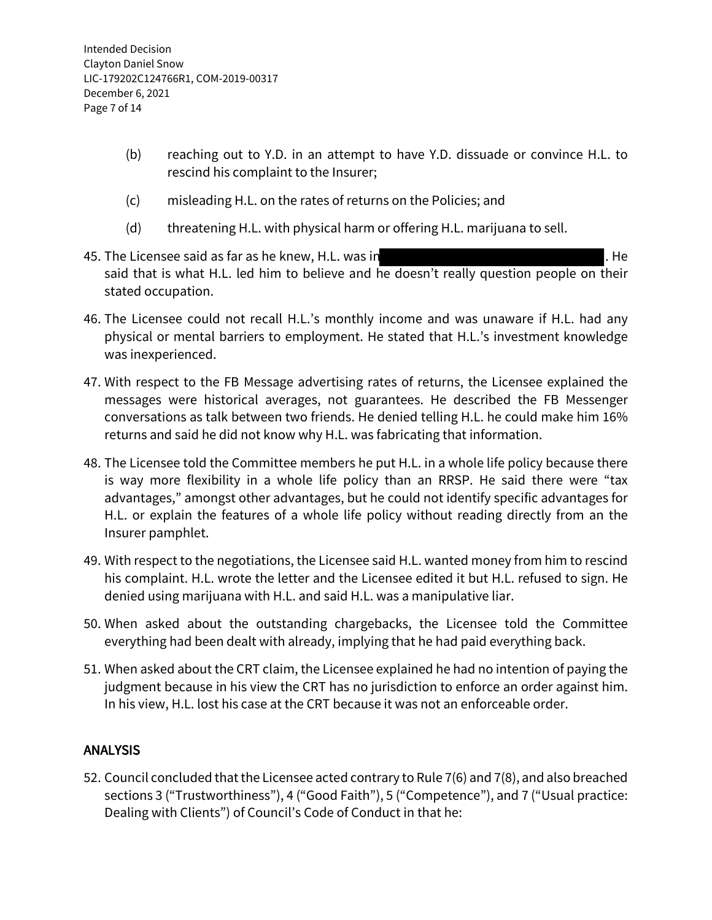(b) reaching out to Y.D. in an attempt to have Y.D. dissuade or convince H.L. to rescind his complaint to the Insurer;

(c) misleading H.L. on the rates of returns on the Policies; and

(d) threatening H.L. with physical harm or offering H.L. marijuana to sell.

45. The Licensee said as far as he knew, H.L. was in [redacted]. He said that is what H.L. led him to believe and he doesn't really question people on their stated occupation.

46. The Licensee could not recall H.L.'s monthly income and was unaware if H.L. had any physical or mental barriers to employment. He stated that H.L.'s investment knowledge was inexperienced.

47. With respect to the FB Message advertising rates of returns, the Licensee explained the messages were historical averages, not guarantees. He described the FB Messenger conversations as talk between two friends. He denied telling H.L. he could make him 16% returns and said he did not know why H.L. was fabricating that information.

48. The Licensee told the Committee members he put H.L. in a whole life policy because there is way more flexibility in a whole life policy than an RRSP. He said there were "tax advantages," amongst other advantages, but he could not identify specific advantages for H.L. or explain the features of a whole life policy without reading directly from an the Insurer pamphlet.

49. With respect to the negotiations, the Licensee said H.L. wanted money from him to rescind his complaint. H.L. wrote the letter and the Licensee edited it but H.L. refused to sign. He denied using marijuana with H.L. and said H.L. was a manipulative liar.

50. When asked about the outstanding chargebacks, the Licensee told the Committee everything had been dealt with already, implying that he had paid everything back.

51. When asked about the CRT claim, the Licensee explained he had no intention of paying the judgment because in his view the CRT has no jurisdiction to enforce an order against him. In his view, H.L. lost his case at the CRT because it was not an enforceable order.

## ANALYSIS

52. Council concluded that the Licensee acted contrary to Rule 7(6) and 7(8), and also breached sections 3 ("Trustworthiness"), 4 ("Good Faith"), 5 ("Competence"), and 7 ("Usual practice: Dealing with Clients") of Council's Code of Conduct in that he: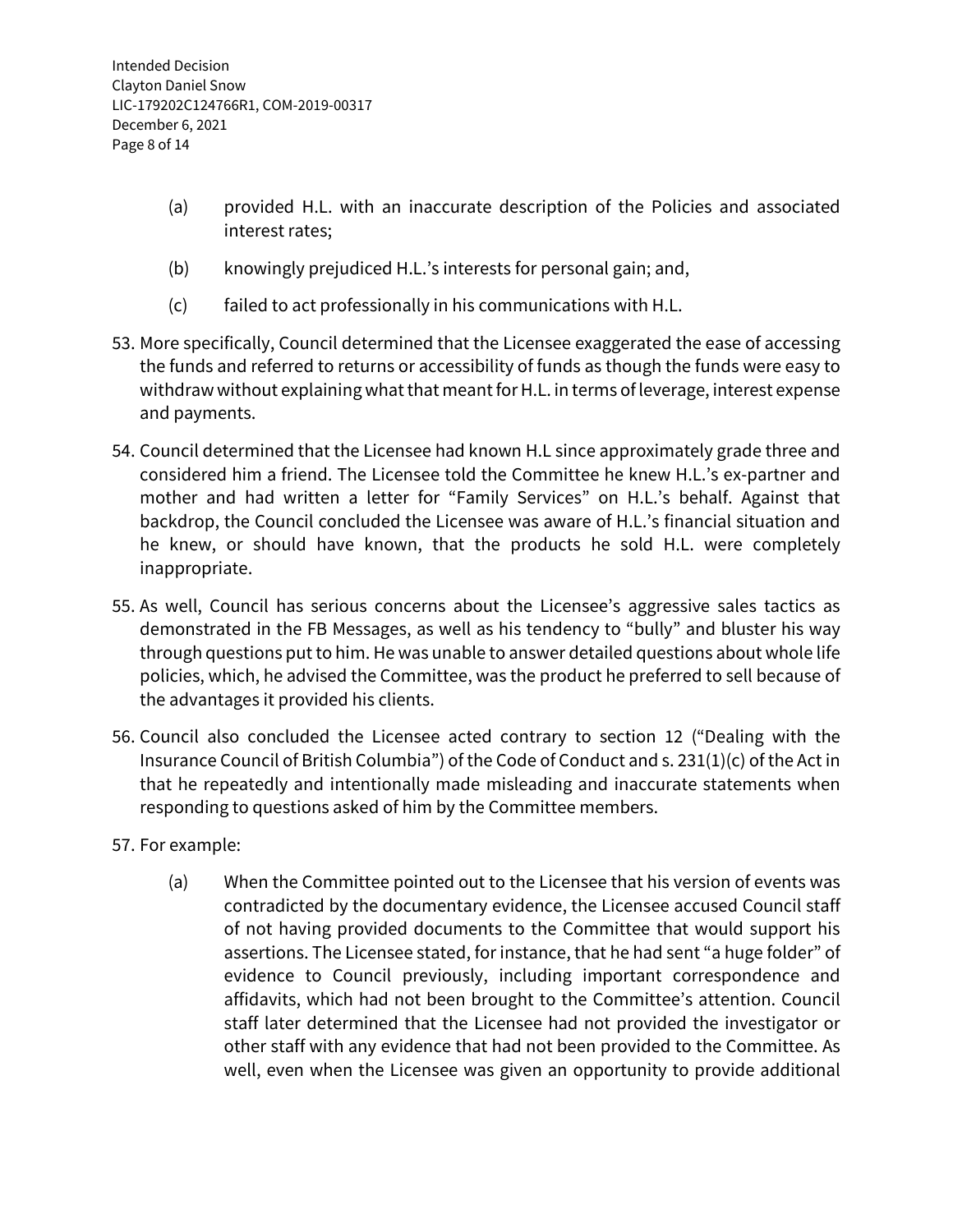(a) provided H.L. with an inaccurate description of the Policies and associated interest rates;

(b) knowingly prejudiced H.L.'s interests for personal gain; and,

(c) failed to act professionally in his communications with H.L.

53. More specifically, Council determined that the Licensee exaggerated the ease of accessing the funds and referred to returns or accessibility of funds as though the funds were easy to withdraw without explaining what that meant for H.L. in terms of leverage, interest expense and payments.

54. Council determined that the Licensee had known H.L since approximately grade three and considered him a friend. The Licensee told the Committee he knew H.L.'s ex-partner and mother and had written a letter for "Family Services" on H.L.'s behalf. Against that backdrop, the Council concluded the Licensee was aware of H.L.'s financial situation and he knew, or should have known, that the products he sold H.L. were completely inappropriate.

55. As well, Council has serious concerns about the Licensee's aggressive sales tactics as demonstrated in the FB Messages, as well as his tendency to "bully" and bluster his way through questions put to him. He was unable to answer detailed questions about whole life policies, which, he advised the Committee, was the product he preferred to sell because of the advantages it provided his clients.

56. Council also concluded the Licensee acted contrary to section 12 ("Dealing with the Insurance Council of British Columbia") of the Code of Conduct and s. 231(1)(c) of the Act in that he repeatedly and intentionally made misleading and inaccurate statements when responding to questions asked of him by the Committee members.

57. For example:

(a) When the Committee pointed out to the Licensee that his version of events was contradicted by the documentary evidence, the Licensee accused Council staff of not having provided documents to the Committee that would support his assertions. The Licensee stated, for instance, that he had sent "a huge folder" of evidence to Council previously, including important correspondence and affidavits, which had not been brought to the Committee's attention. Council staff later determined that the Licensee had not provided the investigator or other staff with any evidence that had not been provided to the Committee. As well, even when the Licensee was given an opportunity to provide additional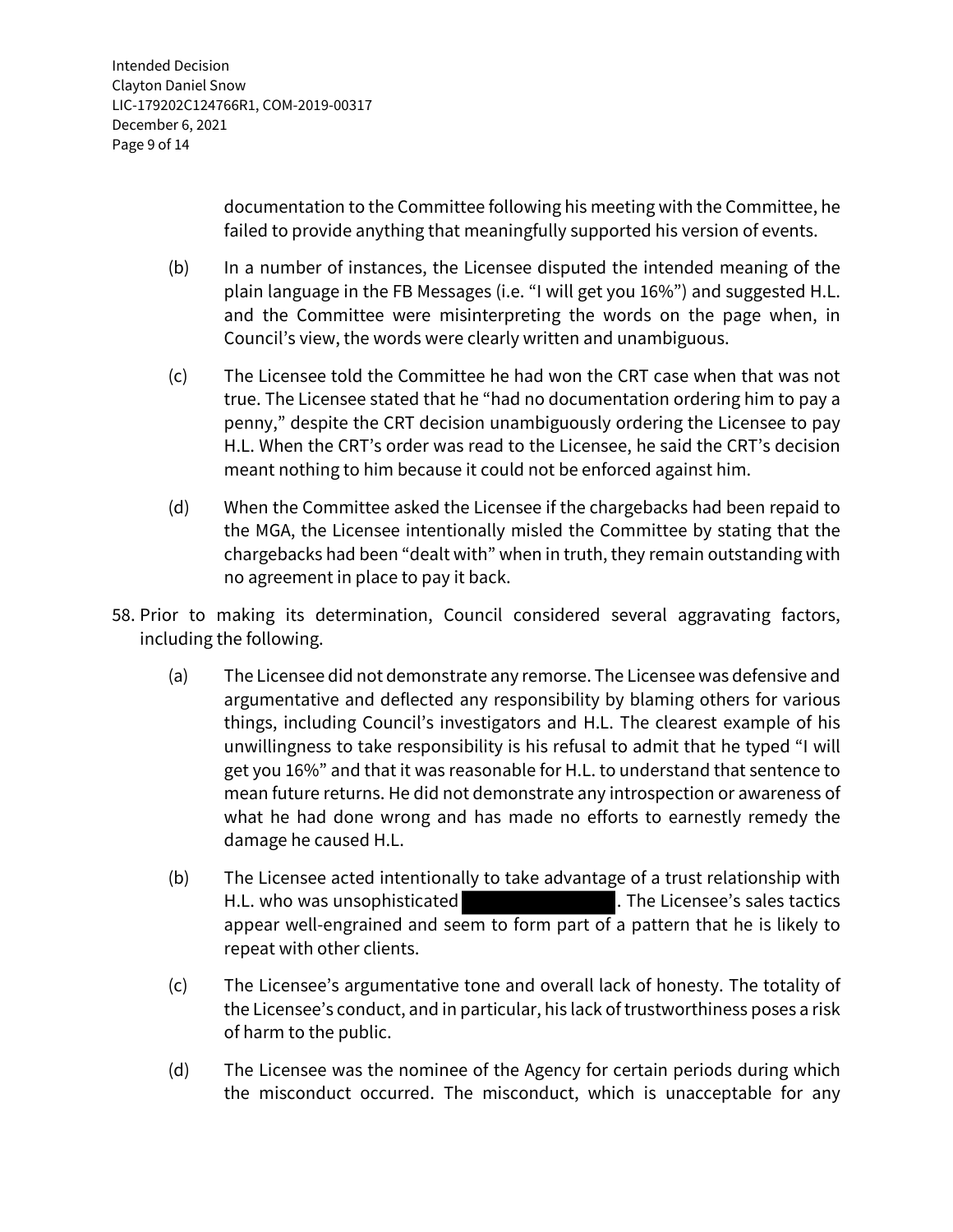documentation to the Committee following his meeting with the Committee, he failed to provide anything that meaningfully supported his version of events.

(b) In a number of instances, the Licensee disputed the intended meaning of the plain language in the FB Messages (i.e. "I will get you 16%") and suggested H.L. and the Committee were misinterpreting the words on the page when, in Council's view, the words were clearly written and unambiguous.

(c) The Licensee told the Committee he had won the CRT case when that was not true. The Licensee stated that he "had no documentation ordering him to pay a penny," despite the CRT decision unambiguously ordering the Licensee to pay H.L. When the CRT's order was read to the Licensee, he said the CRT's decision meant nothing to him because it could not be enforced against him.

(d) When the Committee asked the Licensee if the chargebacks had been repaid to the MGA, the Licensee intentionally misled the Committee by stating that the chargebacks had been "dealt with" when in truth, they remain outstanding with no agreement in place to pay it back.

58. Prior to making its determination, Council considered several aggravating factors, including the following.

(a) The Licensee did not demonstrate any remorse. The Licensee was defensive and argumentative and deflected any responsibility by blaming others for various things, including Council's investigators and H.L. The clearest example of his unwillingness to take responsibility is his refusal to admit that he typed "I will get you 16%" and that it was reasonable for H.L. to understand that sentence to mean future returns. He did not demonstrate any introspection or awareness of what he had done wrong and has made no efforts to earnestly remedy the damage he caused H.L.

(b) The Licensee acted intentionally to take advantage of a trust relationship with H.L. who was unsophisticated [redacted]. The Licensee's sales tactics appear well-engrained and seem to form part of a pattern that he is likely to repeat with other clients.

(c) The Licensee's argumentative tone and overall lack of honesty. The totality of the Licensee's conduct, and in particular, his lack of trustworthiness poses a risk of harm to the public.

(d) The Licensee was the nominee of the Agency for certain periods during which the misconduct occurred. The misconduct, which is unacceptable for any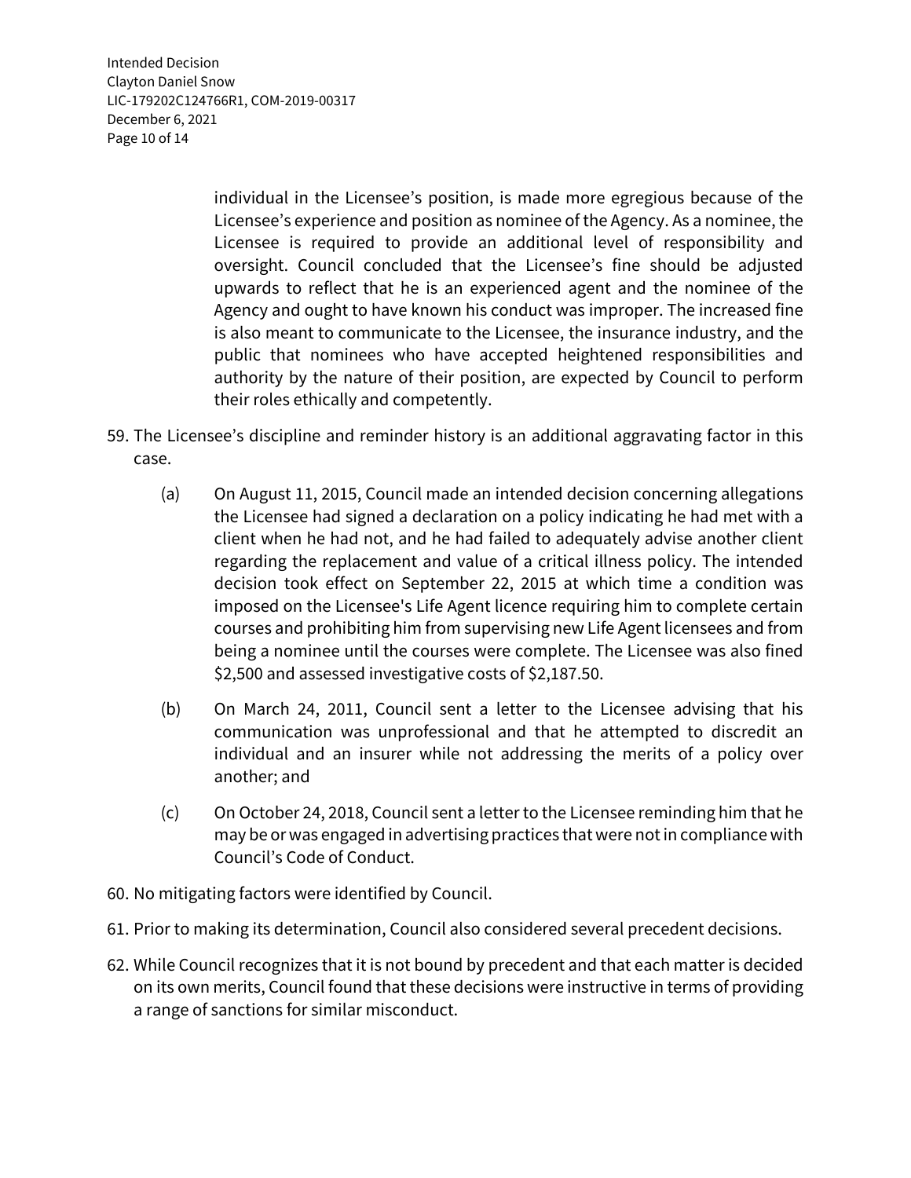individual in the Licensee's position, is made more egregious because of the Licensee's experience and position as nominee of the Agency. As a nominee, the Licensee is required to provide an additional level of responsibility and oversight. Council concluded that the Licensee's fine should be adjusted upwards to reflect that he is an experienced agent and the nominee of the Agency and ought to have known his conduct was improper. The increased fine is also meant to communicate to the Licensee, the insurance industry, and the public that nominees who have accepted heightened responsibilities and authority by the nature of their position, are expected by Council to perform their roles ethically and competently.

59. The Licensee's discipline and reminder history is an additional aggravating factor in this case.

    (a) On August 11, 2015, Council made an intended decision concerning allegations the Licensee had signed a declaration on a policy indicating he had met with a client when he had not, and he had failed to adequately advise another client regarding the replacement and value of a critical illness policy. The intended decision took effect on September 22, 2015 at which time a condition was imposed on the Licensee's Life Agent licence requiring him to complete certain courses and prohibiting him from supervising new Life Agent licensees and from being a nominee until the courses were complete. The Licensee was also fined $2,500 and assessed investigative costs of $2,187.50.

    (b) On March 24, 2011, Council sent a letter to the Licensee advising that his communication was unprofessional and that he attempted to discredit an individual and an insurer while not addressing the merits of a policy over another; and

    (c) On October 24, 2018, Council sent a letter to the Licensee reminding him that he may be or was engaged in advertising practices that were not in compliance with Council's Code of Conduct.

60. No mitigating factors were identified by Council.

61. Prior to making its determination, Council also considered several precedent decisions.

62. While Council recognizes that it is not bound by precedent and that each matter is decided on its own merits, Council found that these decisions were instructive in terms of providing a range of sanctions for similar misconduct.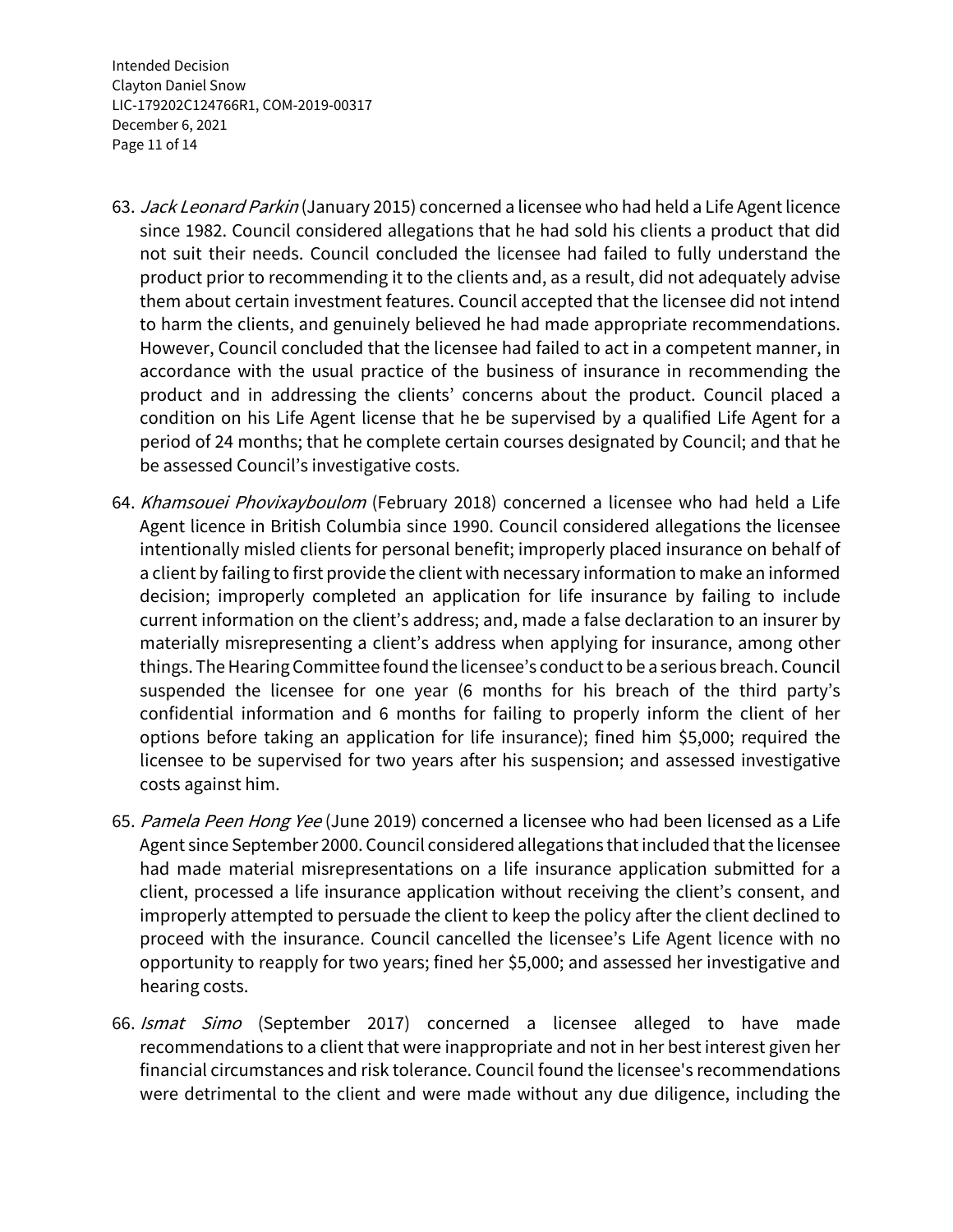63. *Jack Leonard Parkin* (January 2015) concerned a licensee who had held a Life Agent licence since 1982. Council considered allegations that he had sold his clients a product that did not suit their needs. Council concluded the licensee had failed to fully understand the product prior to recommending it to the clients and, as a result, did not adequately advise them about certain investment features. Council accepted that the licensee did not intend to harm the clients, and genuinely believed he had made appropriate recommendations. However, Council concluded that the licensee had failed to act in a competent manner, in accordance with the usual practice of the business of insurance in recommending the product and in addressing the clients' concerns about the product. Council placed a condition on his Life Agent license that he be supervised by a qualified Life Agent for a period of 24 months; that he complete certain courses designated by Council; and that he be assessed Council's investigative costs.

64. *Khamsouei Phovixayboulom* (February 2018) concerned a licensee who had held a Life Agent licence in British Columbia since 1990. Council considered allegations the licensee intentionally misled clients for personal benefit; improperly placed insurance on behalf of a client by failing to first provide the client with necessary information to make an informed decision; improperly completed an application for life insurance by failing to include current information on the client's address; and, made a false declaration to an insurer by materially misrepresenting a client's address when applying for insurance, among other things. The Hearing Committee found the licensee's conduct to be a serious breach. Council suspended the licensee for one year (6 months for his breach of the third party's confidential information and 6 months for failing to properly inform the client of her options before taking an application for life insurance); fined him $5,000; required the licensee to be supervised for two years after his suspension; and assessed investigative costs against him.

65. *Pamela Peen Hong Yee* (June 2019) concerned a licensee who had been licensed as a Life Agent since September 2000. Council considered allegations that included that the licensee had made material misrepresentations on a life insurance application submitted for a client, processed a life insurance application without receiving the client's consent, and improperly attempted to persuade the client to keep the policy after the client declined to proceed with the insurance. Council cancelled the licensee's Life Agent licence with no opportunity to reapply for two years; fined her $5,000; and assessed her investigative and hearing costs.

66. *Ismat Simo* (September 2017) concerned a licensee alleged to have made recommendations to a client that were inappropriate and not in her best interest given her financial circumstances and risk tolerance. Council found the licensee's recommendations were detrimental to the client and were made without any due diligence, including the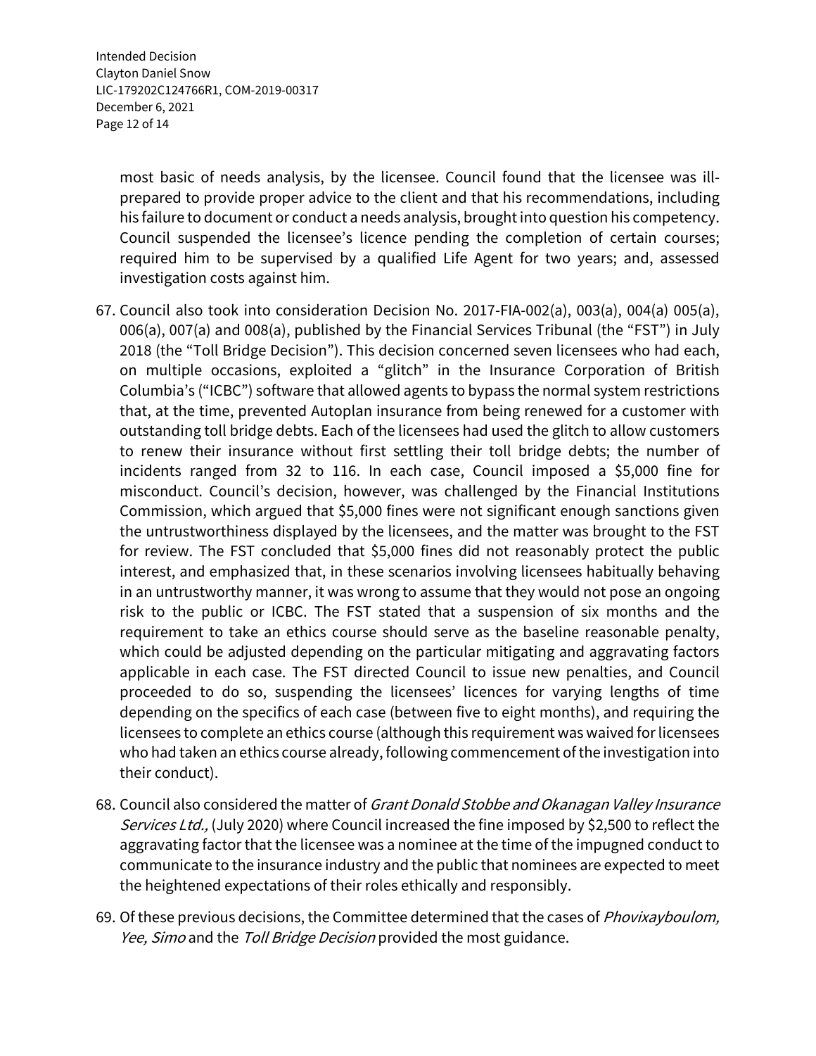most basic of needs analysis, by the licensee. Council found that the licensee was ill-prepared to provide proper advice to the client and that his recommendations, including his failure to document or conduct a needs analysis, brought into question his competency. Council suspended the licensee's licence pending the completion of certain courses; required him to be supervised by a qualified Life Agent for two years; and, assessed investigation costs against him.

67. Council also took into consideration Decision No. 2017-FIA-002(a), 003(a), 004(a) 005(a), 006(a), 007(a) and 008(a), published by the Financial Services Tribunal (the "FST") in July 2018 (the "Toll Bridge Decision"). This decision concerned seven licensees who had each, on multiple occasions, exploited a "glitch" in the Insurance Corporation of British Columbia's ("ICBC") software that allowed agents to bypass the normal system restrictions that, at the time, prevented Autoplan insurance from being renewed for a customer with outstanding toll bridge debts. Each of the licensees had used the glitch to allow customers to renew their insurance without first settling their toll bridge debts; the number of incidents ranged from 32 to 116. In each case, Council imposed a $5,000 fine for misconduct. Council's decision, however, was challenged by the Financial Institutions Commission, which argued that $5,000 fines were not significant enough sanctions given the untrustworthiness displayed by the licensees, and the matter was brought to the FST for review. The FST concluded that $5,000 fines did not reasonably protect the public interest, and emphasized that, in these scenarios involving licensees habitually behaving in an untrustworthy manner, it was wrong to assume that they would not pose an ongoing risk to the public or ICBC. The FST stated that a suspension of six months and the requirement to take an ethics course should serve as the baseline reasonable penalty, which could be adjusted depending on the particular mitigating and aggravating factors applicable in each case. The FST directed Council to issue new penalties, and Council proceeded to do so, suspending the licensees' licences for varying lengths of time depending on the specifics of each case (between five to eight months), and requiring the licensees to complete an ethics course (although this requirement was waived for licensees who had taken an ethics course already, following commencement of the investigation into their conduct).

68. Council also considered the matter of *Grant Donald Stobbe and Okanagan Valley Insurance Services Ltd.,* (July 2020) where Council increased the fine imposed by $2,500 to reflect the aggravating factor that the licensee was a nominee at the time of the impugned conduct to communicate to the insurance industry and the public that nominees are expected to meet the heightened expectations of their roles ethically and responsibly.

69. Of these previous decisions, the Committee determined that the cases of *Phovixayboulom, Yee, Simo* and the *Toll Bridge Decision* provided the most guidance.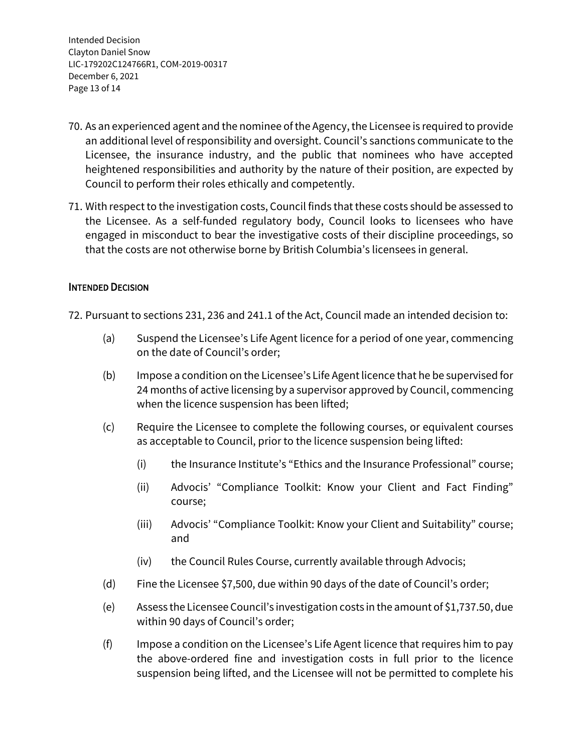70. As an experienced agent and the nominee of the Agency, the Licensee is required to provide an additional level of responsibility and oversight. Council's sanctions communicate to the Licensee, the insurance industry, and the public that nominees who have accepted heightened responsibilities and authority by the nature of their position, are expected by Council to perform their roles ethically and competently.

71. With respect to the investigation costs, Council finds that these costs should be assessed to the Licensee. As a self-funded regulatory body, Council looks to licensees who have engaged in misconduct to bear the investigative costs of their discipline proceedings, so that the costs are not otherwise borne by British Columbia's licensees in general.

## Intended Decision

72. Pursuant to sections 231, 236 and 241.1 of the Act, Council made an intended decision to:

   (a) Suspend the Licensee's Life Agent licence for a period of one year, commencing on the date of Council's order;

   (b) Impose a condition on the Licensee's Life Agent licence that he be supervised for 24 months of active licensing by a supervisor approved by Council, commencing when the licence suspension has been lifted;

   (c) Require the Licensee to complete the following courses, or equivalent courses as acceptable to Council, prior to the licence suspension being lifted:

      (i) the Insurance Institute's "Ethics and the Insurance Professional" course;

      (ii) Advocis' "Compliance Toolkit: Know your Client and Fact Finding" course;

      (iii) Advocis' "Compliance Toolkit: Know your Client and Suitability" course; and

      (iv) the Council Rules Course, currently available through Advocis;

   (d) Fine the Licensee $7,500, due within 90 days of the date of Council's order;

   (e) Assess the Licensee Council's investigation costs in the amount of $1,737.50, due within 90 days of Council's order;

   (f) Impose a condition on the Licensee's Life Agent licence that requires him to pay the above-ordered fine and investigation costs in full prior to the licence suspension being lifted, and the Licensee will not be permitted to complete his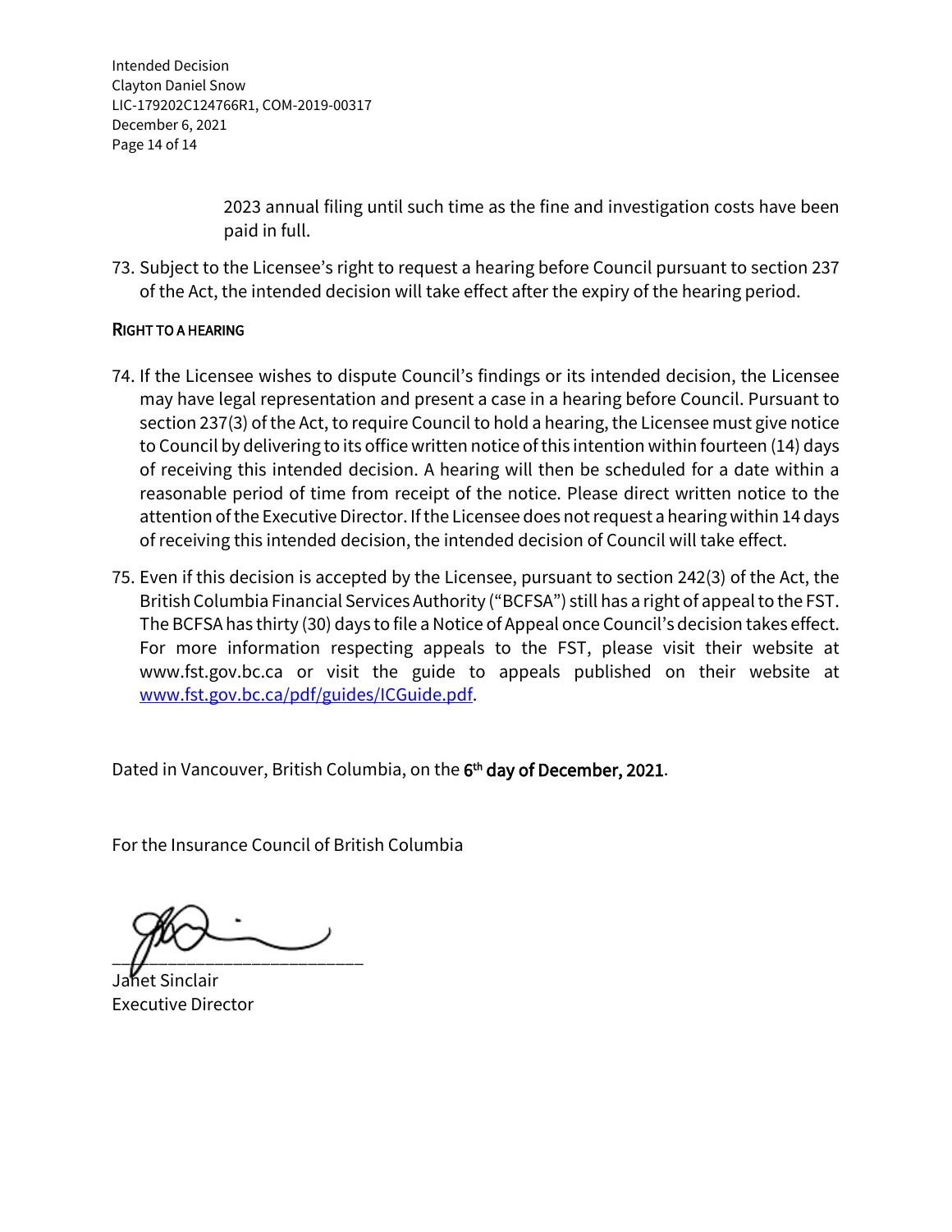2023 annual filing until such time as the fine and investigation costs have been paid in full.

73. Subject to the Licensee's right to request a hearing before Council pursuant to section 237 of the Act, the intended decision will take effect after the expiry of the hearing period.

## RIGHT TO A HEARING

74. If the Licensee wishes to dispute Council's findings or its intended decision, the Licensee may have legal representation and present a case in a hearing before Council. Pursuant to section 237(3) of the Act, to require Council to hold a hearing, the Licensee must give notice to Council by delivering to its office written notice of this intention within fourteen (14) days of receiving this intended decision. A hearing will then be scheduled for a date within a reasonable period of time from receipt of the notice. Please direct written notice to the attention of the Executive Director. If the Licensee does not request a hearing within 14 days of receiving this intended decision, the intended decision of Council will take effect.

75. Even if this decision is accepted by the Licensee, pursuant to section 242(3) of the Act, the British Columbia Financial Services Authority ("BCFSA") still has a right of appeal to the FST. The BCFSA has thirty (30) days to file a Notice of Appeal once Council's decision takes effect. For more information respecting appeals to the FST, please visit their website at www.fst.gov.bc.ca or visit the guide to appeals published on their website at www.fst.gov.bc.ca/pdf/guides/ICGuide.pdf.

Dated in Vancouver, British Columbia, on the **6th day of December, 2021**.

For the Insurance Council of British Columbia

___________________________
Janet Sinclair
Executive Director